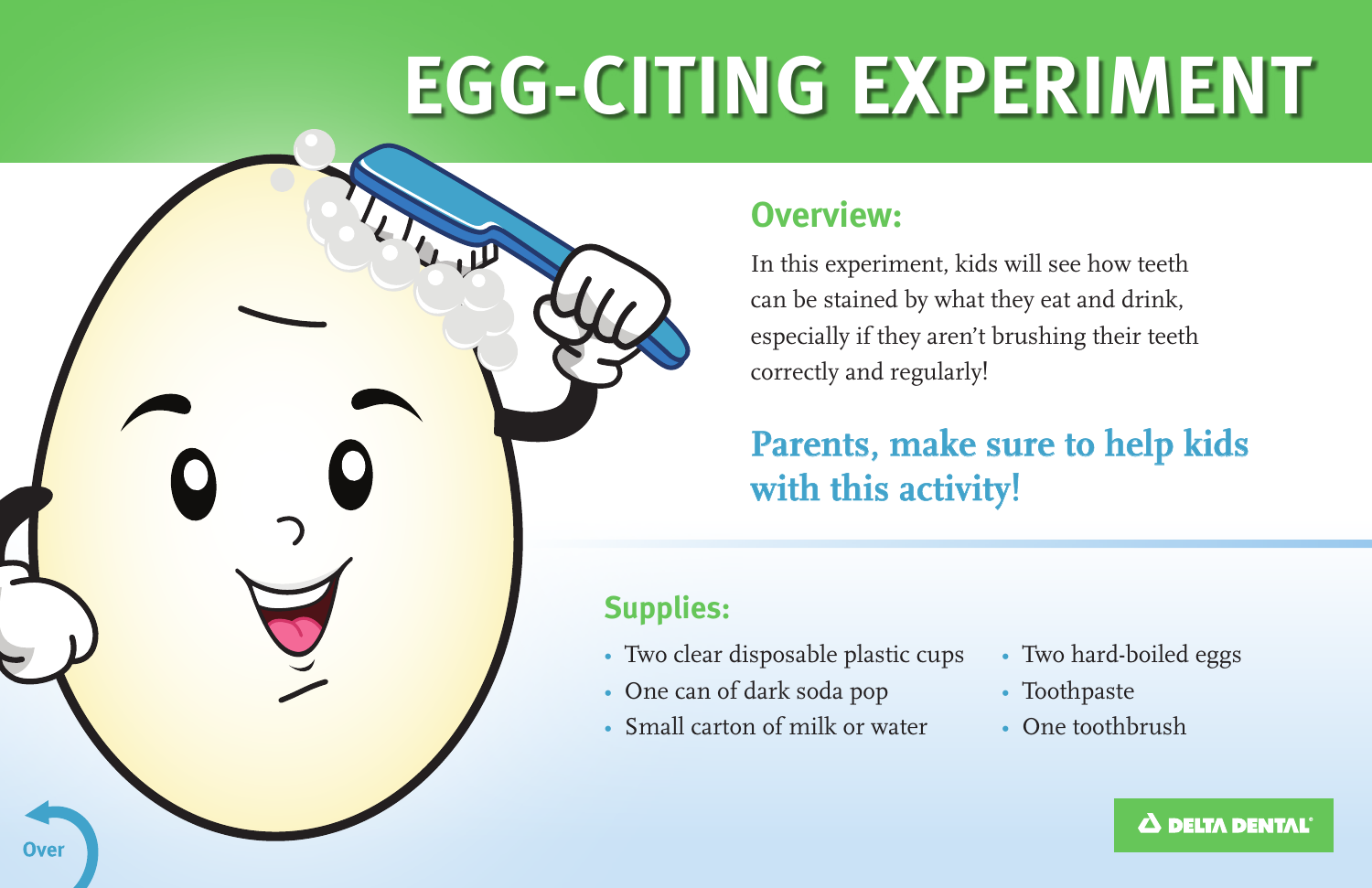# EGG-CITING EXPERIMENT

## Overview:

In this experiment, kids will see how teeth can be stained by what they eat and drink, especially if they aren't brushing their teeth correctly and regularly!

**Parents, make sure to help kids with this activity!**

## Supplies:

- Two clear disposable plastic cups
- One can of dark soda pop
- Small carton of milk or water
- Two hard-boiled eggs
- Toothpaste
- One toothbrush

DELTA DENTAL®

Over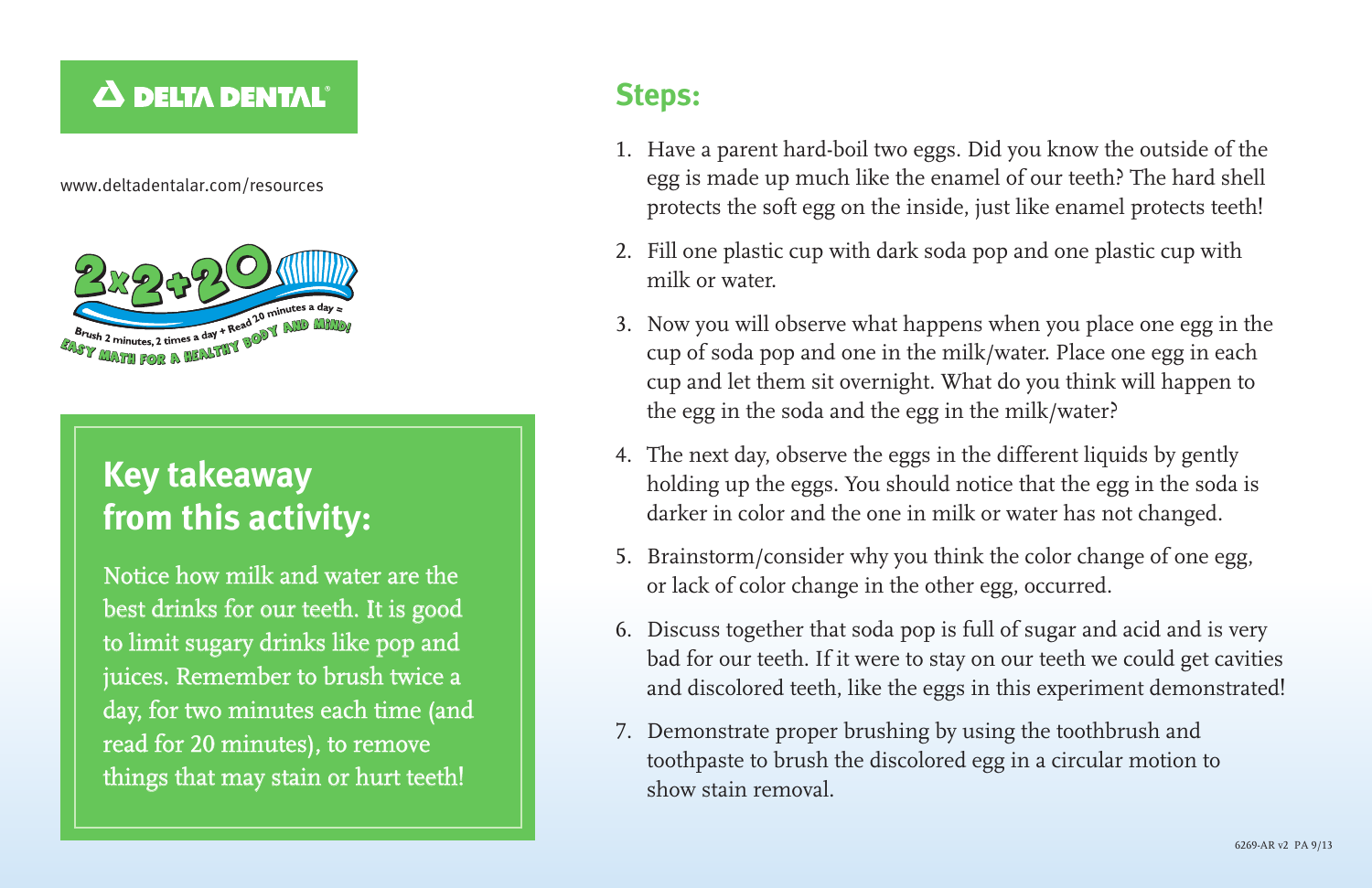**DELTA DENTAL®**

www.deltadentalar.com/resources

2x2+20

Brush 2 minutes, 2 times a day + Read 20 minutes a day = EASY MATH FOR A HEALTHY BODY AND MIND!

## Key takeaway from this activity:

Notice how milk and water are the best drinks for our teeth. It is good to limit sugary drinks like pop and juices. Remember to brush twice a day, for two minutes each time (and read for 20 minutes), to remove things that may stain or hurt teeth!

## Steps:

1. Have a parent hard-boil two eggs. Did you know the outside of the egg is made up much like the enamel of our teeth? The hard shell protects the soft egg on the inside, just like enamel protects teeth!
2. Fill one plastic cup with dark soda pop and one plastic cup with milk or water.
3. Now you will observe what happens when you place one egg in the cup of soda pop and one in the milk/water. Place one egg in each cup and let them sit overnight. What do you think will happen to the egg in the soda and the egg in the milk/water?
4. The next day, observe the eggs in the different liquids by gently holding up the eggs. You should notice that the egg in the soda is darker in color and the one in milk or water has not changed.
5. Brainstorm/consider why you think the color change of one egg, or lack of color change in the other egg, occurred.
6. Discuss together that soda pop is full of sugar and acid and is very bad for our teeth. If it were to stay on our teeth we could get cavities and discolored teeth, like the eggs in this experiment demonstrated!
7. Demonstrate proper brushing by using the toothbrush and toothpaste to brush the discolored egg in a circular motion to show stain removal.

6269-AR v2 PA 9/13